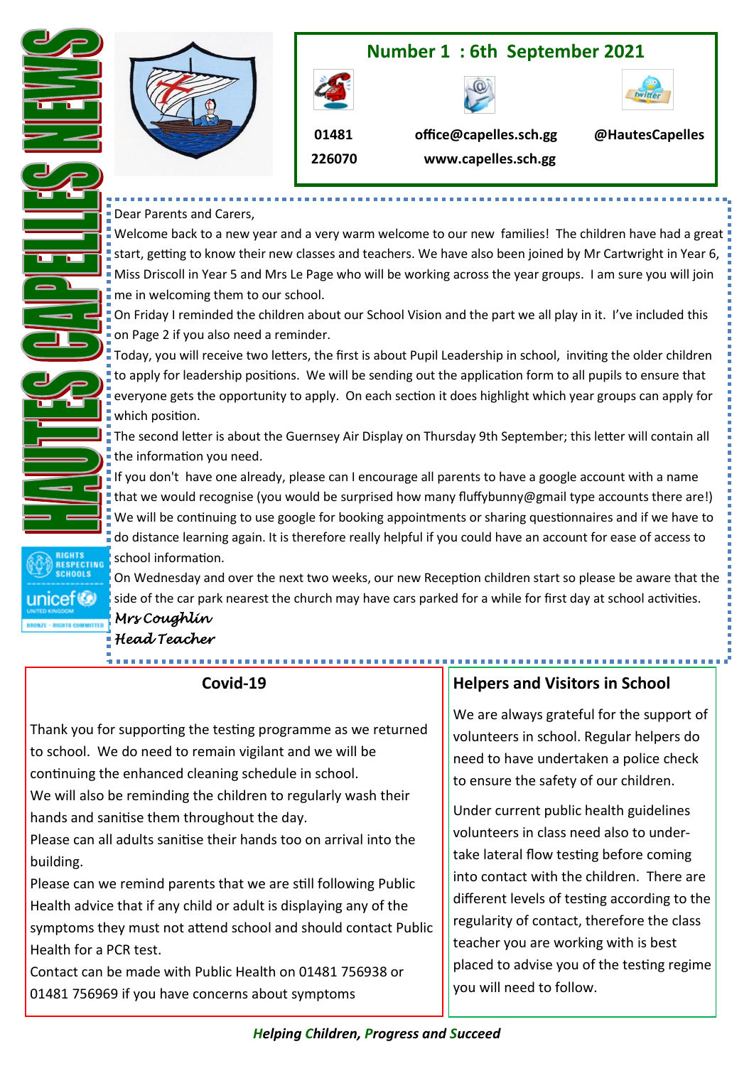# HAUTES CAPELLES NEWS

## Number 1 : 6th September 2021

01481 226070

office@capelles.sch.gg

www.capelles.sch.gg

@HautesCapelles

Dear Parents and Carers,

Welcome back to a new year and a very warm welcome to our new families! The children have had a great start, getting to know their new classes and teachers. We have also been joined by Mr Cartwright in Year 6, Miss Driscoll in Year 5 and Mrs Le Page who will be working across the year groups. I am sure you will join me in welcoming them to our school.

On Friday I reminded the children about our School Vision and the part we all play in it. I've included this on Page 2 if you also need a reminder.

Today, you will receive two letters, the first is about Pupil Leadership in school, inviting the older children to apply for leadership positions. We will be sending out the application form to all pupils to ensure that everyone gets the opportunity to apply. On each section it does highlight which year groups can apply for which position.

The second letter is about the Guernsey Air Display on Thursday 9th September; this letter will contain all the information you need.

If you don't have one already, please can I encourage all parents to have a google account with a name that we would recognise (you would be surprised how many fluffybunny@gmail type accounts there are!) We will be continuing to use google for booking appointments or sharing questionnaires and if we have to do distance learning again. It is therefore really helpful if you could have an account for ease of access to school information.

On Wednesday and over the next two weeks, our new Reception children start so please be aware that the side of the car park nearest the church may have cars parked for a while for first day at school activities.

*Mrs Coughlin*
*Head Teacher*

RIGHTS RESPECTING SCHOOLS
unicef UNITED KINGDOM
BRONZE - RIGHTS COMMITTED

## Covid-19

Thank you for supporting the testing programme as we returned to school. We do need to remain vigilant and we will be continuing the enhanced cleaning schedule in school.

We will also be reminding the children to regularly wash their hands and sanitise them throughout the day.

Please can all adults sanitise their hands too on arrival into the building.

Please can we remind parents that we are still following Public Health advice that if any child or adult is displaying any of the symptoms they must not attend school and should contact Public Health for a PCR test.

Contact can be made with Public Health on 01481 756938 or 01481 756969 if you have concerns about symptoms

## Helpers and Visitors in School

We are always grateful for the support of volunteers in school. Regular helpers do need to have undertaken a police check to ensure the safety of our children.

Under current public health guidelines volunteers in class need also to undertake lateral flow testing before coming into contact with the children. There are different levels of testing according to the regularity of contact, therefore the class teacher you are working with is best placed to advise you of the testing regime you will need to follow.

***Helping Children, Progress and Succeed***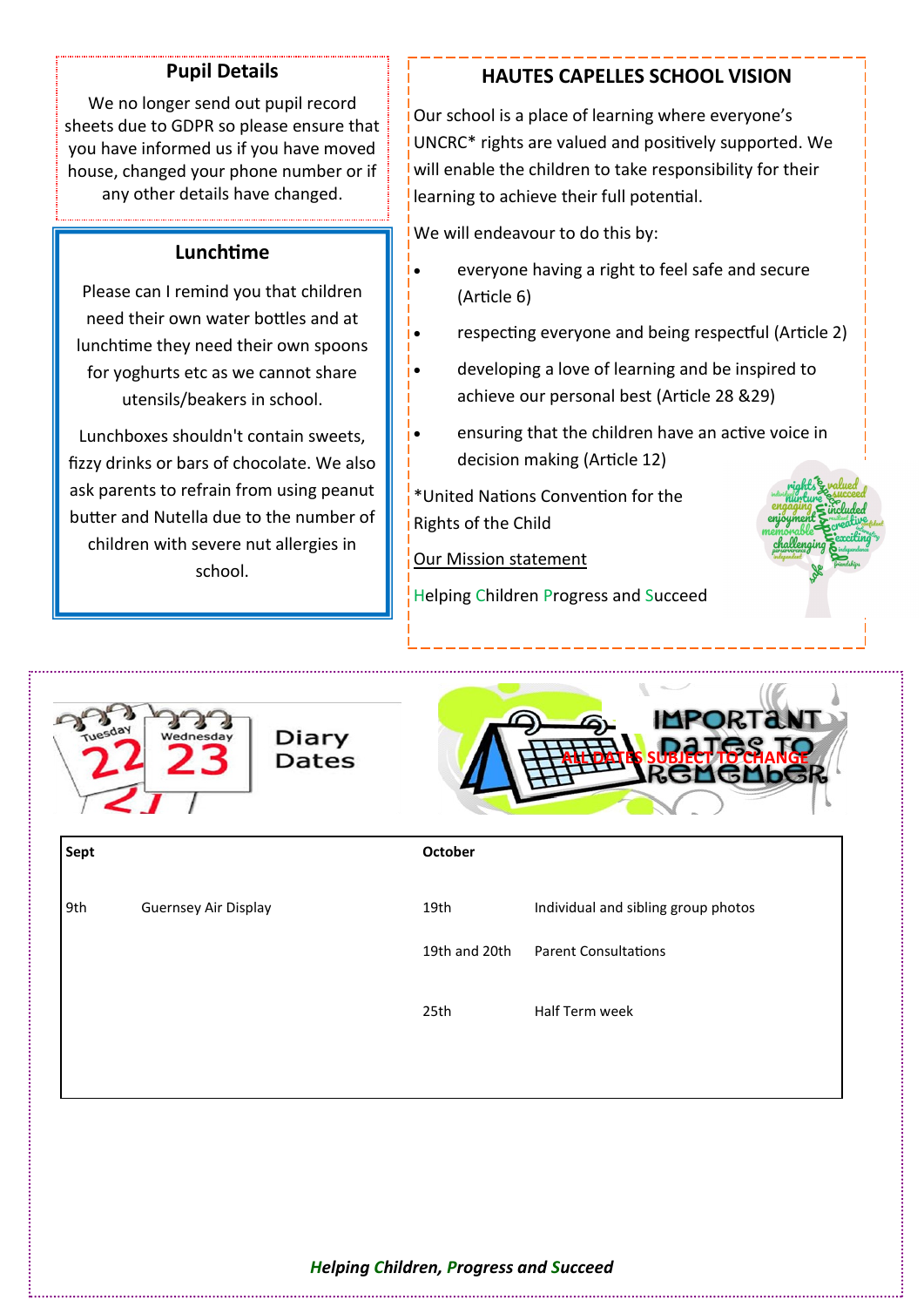## Pupil Details

We no longer send out pupil record sheets due to GDPR so please ensure that you have informed us if you have moved house, changed your phone number or if any other details have changed.

## Lunchtime

Please can I remind you that children need their own water bottles and at lunchtime they need their own spoons for yoghurts etc as we cannot share utensils/beakers in school.

Lunchboxes shouldn't contain sweets, fizzy drinks or bars of chocolate. We also ask parents to refrain from using peanut butter and Nutella due to the number of children with severe nut allergies in school.

## HAUTES CAPELLES SCHOOL VISION

Our school is a place of learning where everyone's UNCRC* rights are valued and positively supported. We will enable the children to take responsibility for their learning to achieve their full potential.

We will endeavour to do this by:

- everyone having a right to feel safe and secure (Article 6)
- respecting everyone and being respectful (Article 2)
- developing a love of learning and be inspired to achieve our personal best (Article 28 &29)
- ensuring that the children have an active voice in decision making (Article 12)

*United Nations Convention for the Rights of the Child

Our Mission statement

Helping Children Progress and Succeed

## Diary Dates

IMPORTANT DATES TO REMEMBER

ALL DATES SUBJECT TO CHANGE

| Sept | | October | |
|---|---|---|---|
| 9th | Guernsey Air Display | 19th | Individual and sibling group photos |
| | | 19th and 20th | Parent Consultations |
| | | 25th | Half Term week |

***Helping Children, Progress and Succeed***